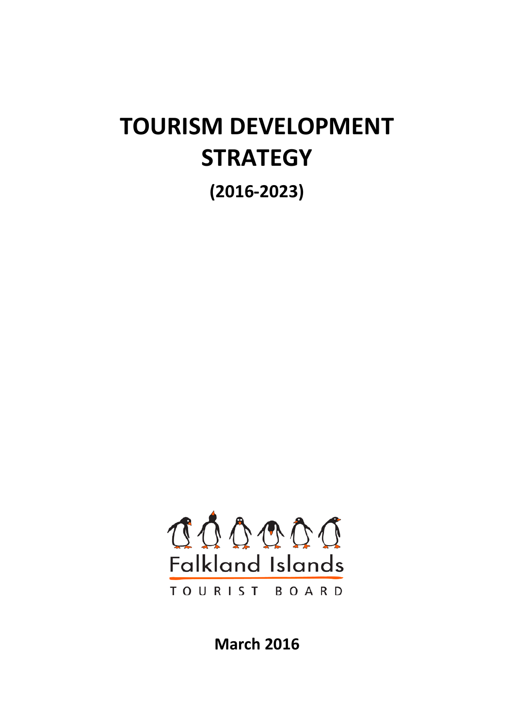# TOURISM DEVELOPMENT STRATEGY

**(2016-2023)**

Falkland Islands

TOURIST BOARD

**March 2016**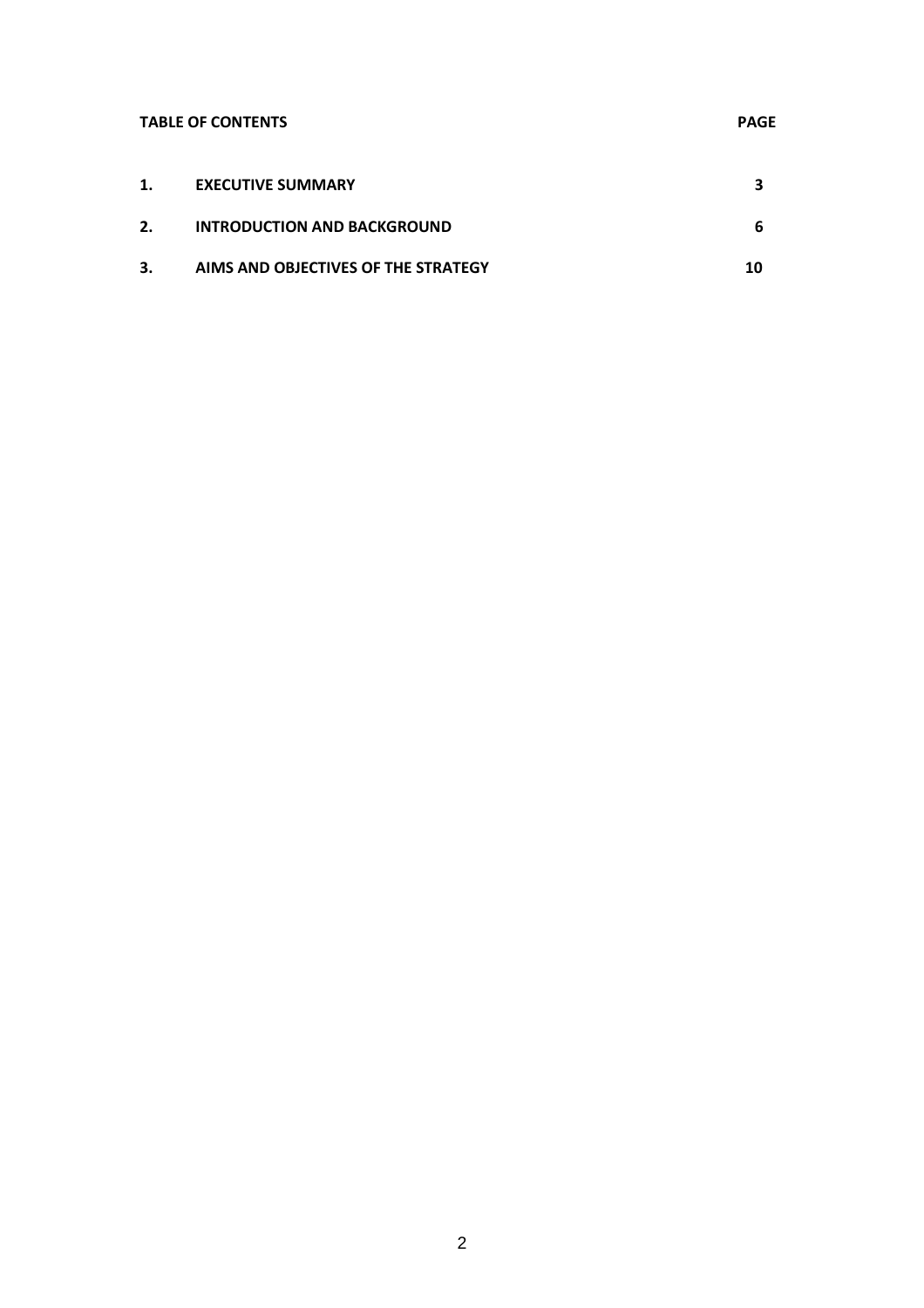**TABLE OF CONTENTS** **PAGE**

| | | |
|---|---|---|
| **1.** | **EXECUTIVE SUMMARY** | **3** |
| **2.** | **INTRODUCTION AND BACKGROUND** | **6** |
| **3.** | **AIMS AND OBJECTIVES OF THE STRATEGY** | **10** |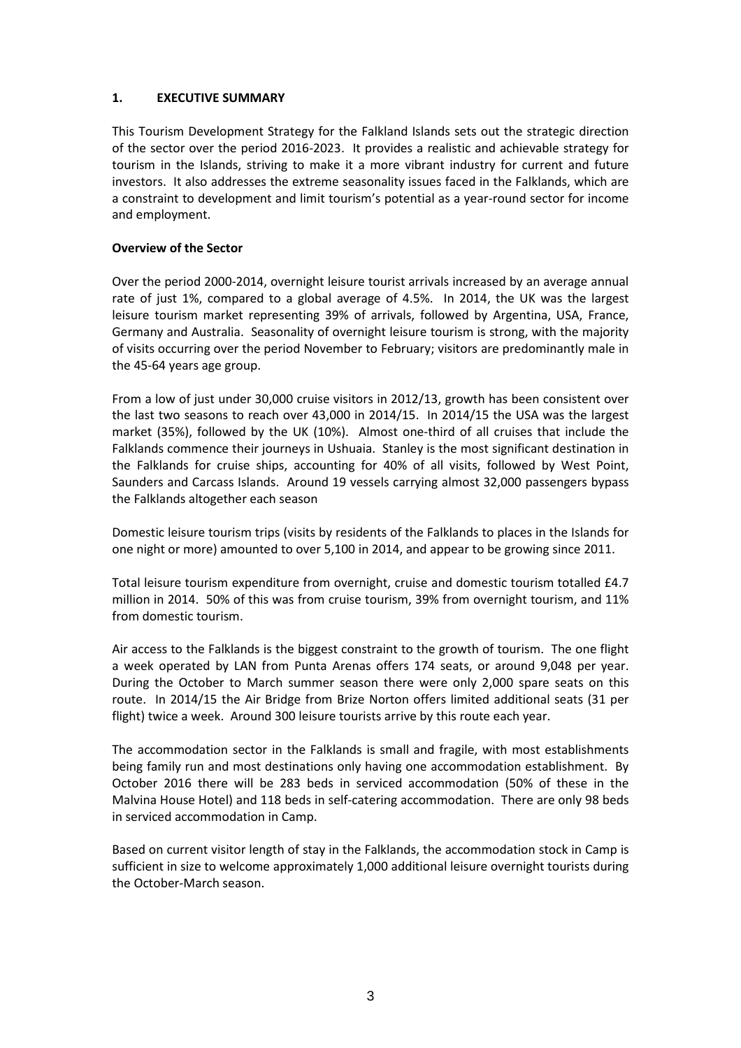## 1. EXECUTIVE SUMMARY

This Tourism Development Strategy for the Falkland Islands sets out the strategic direction of the sector over the period 2016-2023. It provides a realistic and achievable strategy for tourism in the Islands, striving to make it a more vibrant industry for current and future investors. It also addresses the extreme seasonality issues faced in the Falklands, which are a constraint to development and limit tourism's potential as a year-round sector for income and employment.

**Overview of the Sector**

Over the period 2000-2014, overnight leisure tourist arrivals increased by an average annual rate of just 1%, compared to a global average of 4.5%. In 2014, the UK was the largest leisure tourism market representing 39% of arrivals, followed by Argentina, USA, France, Germany and Australia. Seasonality of overnight leisure tourism is strong, with the majority of visits occurring over the period November to February; visitors are predominantly male in the 45-64 years age group.

From a low of just under 30,000 cruise visitors in 2012/13, growth has been consistent over the last two seasons to reach over 43,000 in 2014/15. In 2014/15 the USA was the largest market (35%), followed by the UK (10%). Almost one-third of all cruises that include the Falklands commence their journeys in Ushuaia. Stanley is the most significant destination in the Falklands for cruise ships, accounting for 40% of all visits, followed by West Point, Saunders and Carcass Islands. Around 19 vessels carrying almost 32,000 passengers bypass the Falklands altogether each season

Domestic leisure tourism trips (visits by residents of the Falklands to places in the Islands for one night or more) amounted to over 5,100 in 2014, and appear to be growing since 2011.

Total leisure tourism expenditure from overnight, cruise and domestic tourism totalled £4.7 million in 2014. 50% of this was from cruise tourism, 39% from overnight tourism, and 11% from domestic tourism.

Air access to the Falklands is the biggest constraint to the growth of tourism. The one flight a week operated by LAN from Punta Arenas offers 174 seats, or around 9,048 per year. During the October to March summer season there were only 2,000 spare seats on this route. In 2014/15 the Air Bridge from Brize Norton offers limited additional seats (31 per flight) twice a week. Around 300 leisure tourists arrive by this route each year.

The accommodation sector in the Falklands is small and fragile, with most establishments being family run and most destinations only having one accommodation establishment. By October 2016 there will be 283 beds in serviced accommodation (50% of these in the Malvina House Hotel) and 118 beds in self-catering accommodation. There are only 98 beds in serviced accommodation in Camp.

Based on current visitor length of stay in the Falklands, the accommodation stock in Camp is sufficient in size to welcome approximately 1,000 additional leisure overnight tourists during the October-March season.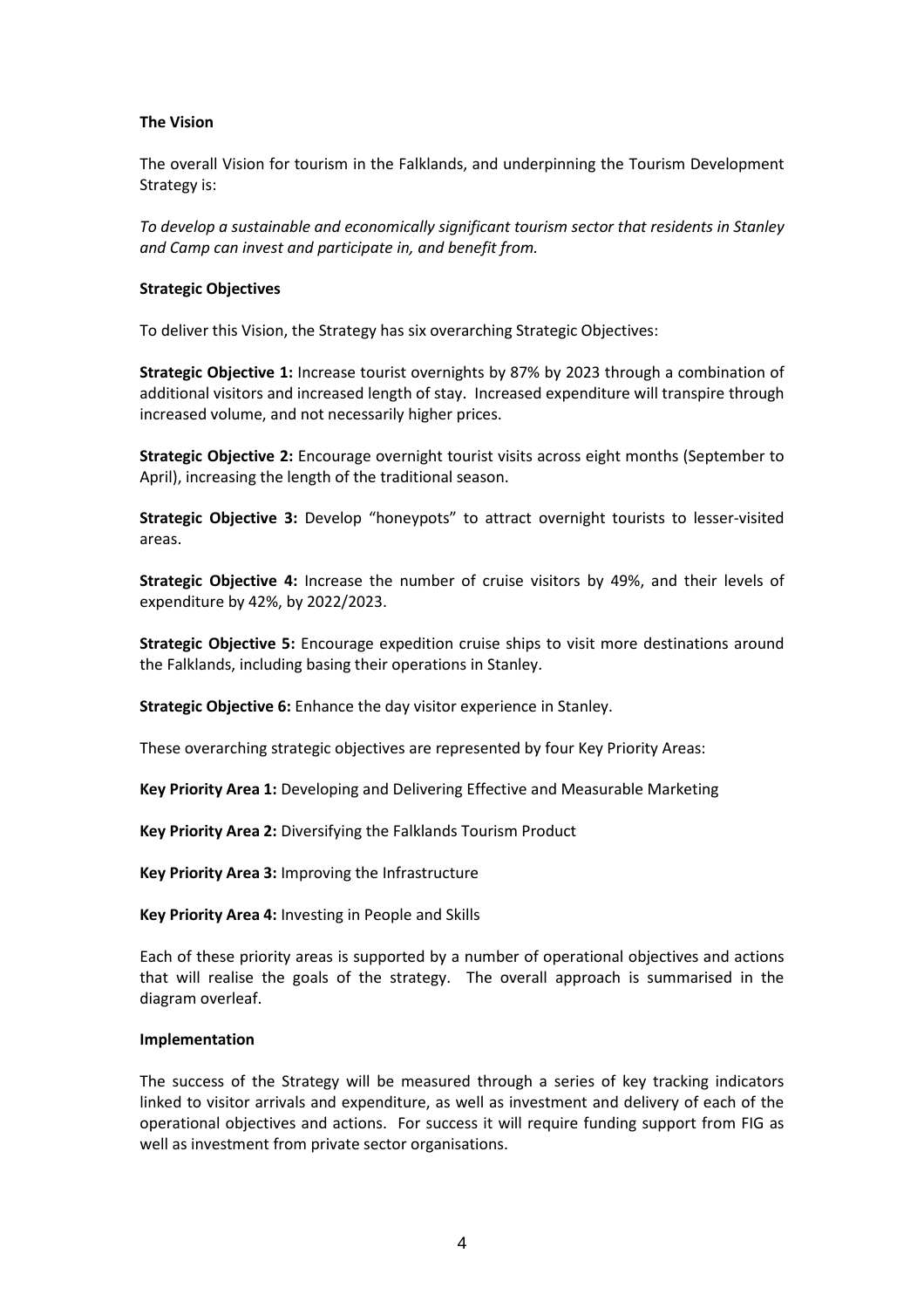## The Vision

The overall Vision for tourism in the Falklands, and underpinning the Tourism Development Strategy is:

*To develop a sustainable and economically significant tourism sector that residents in Stanley and Camp can invest and participate in, and benefit from.*

## Strategic Objectives

To deliver this Vision, the Strategy has six overarching Strategic Objectives:

**Strategic Objective 1:** Increase tourist overnights by 87% by 2023 through a combination of additional visitors and increased length of stay. Increased expenditure will transpire through increased volume, and not necessarily higher prices.

**Strategic Objective 2:** Encourage overnight tourist visits across eight months (September to April), increasing the length of the traditional season.

**Strategic Objective 3:** Develop "honeypots" to attract overnight tourists to lesser-visited areas.

**Strategic Objective 4:** Increase the number of cruise visitors by 49%, and their levels of expenditure by 42%, by 2022/2023.

**Strategic Objective 5:** Encourage expedition cruise ships to visit more destinations around the Falklands, including basing their operations in Stanley.

**Strategic Objective 6:** Enhance the day visitor experience in Stanley.

These overarching strategic objectives are represented by four Key Priority Areas:

**Key Priority Area 1:** Developing and Delivering Effective and Measurable Marketing

**Key Priority Area 2:** Diversifying the Falklands Tourism Product

**Key Priority Area 3:** Improving the Infrastructure

**Key Priority Area 4:** Investing in People and Skills

Each of these priority areas is supported by a number of operational objectives and actions that will realise the goals of the strategy. The overall approach is summarised in the diagram overleaf.

## Implementation

The success of the Strategy will be measured through a series of key tracking indicators linked to visitor arrivals and expenditure, as well as investment and delivery of each of the operational objectives and actions. For success it will require funding support from FIG as well as investment from private sector organisations.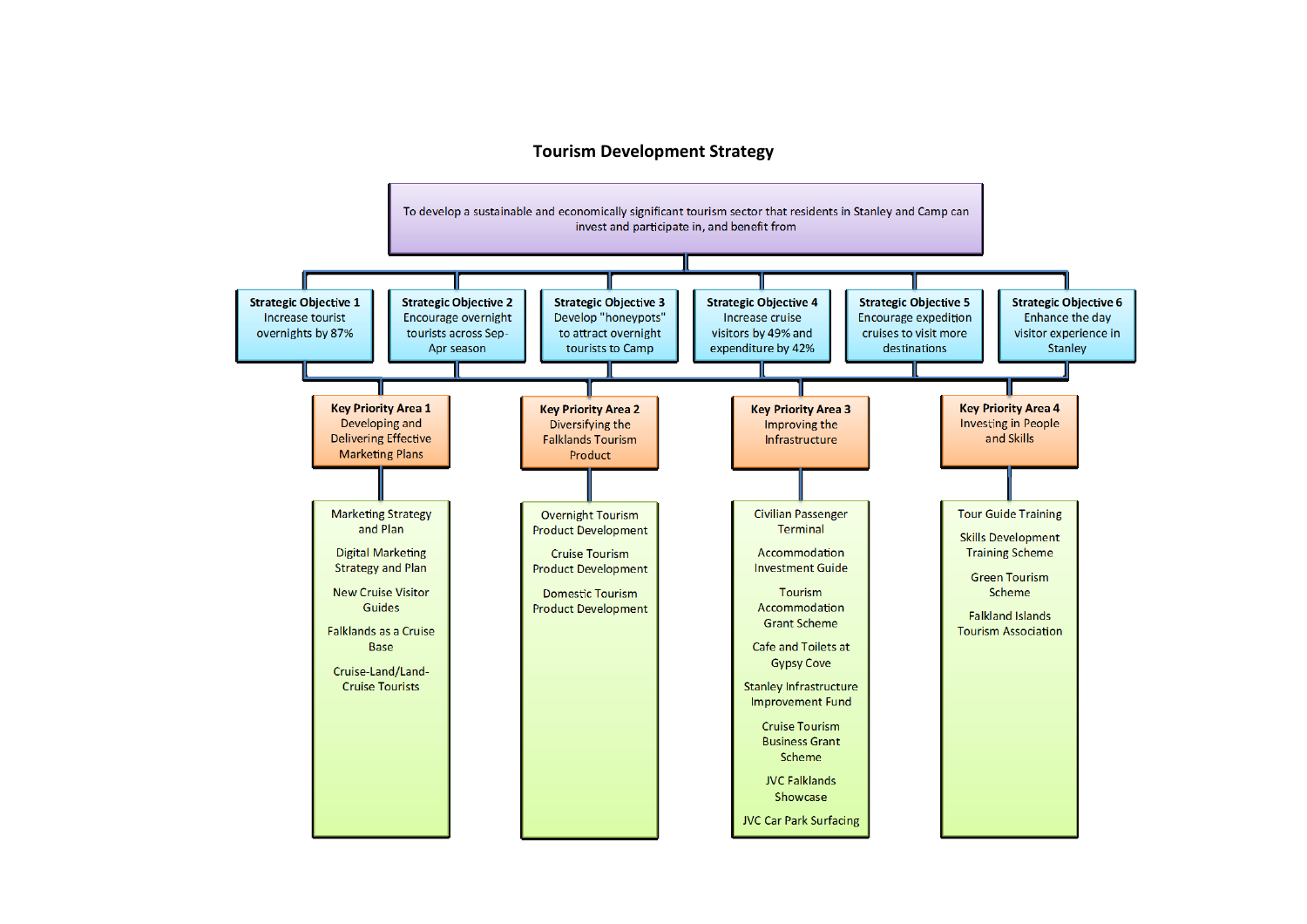# Tourism Development Strategy

**To develop a sustainable and economically significant tourism sector that residents in Stanley and Camp can invest and participate in, and benefit from**

## Strategic Objectives

- **Strategic Objective 1:** Increase tourist overnights by 87%
- **Strategic Objective 2:** Encourage overnight tourists across Sep-Apr season
- **Strategic Objective 3:** Develop "honeypots" to attract overnight tourists to Camp
- **Strategic Objective 4:** Increase cruise visitors by 49% and expenditure by 42%
- **Strategic Objective 5:** Encourage expedition cruises to visit more destinations
- **Strategic Objective 6:** Enhance the day visitor experience in Stanley

## Key Priority Areas

### Key Priority Area 1: Developing and Delivering Effective Marketing Plans

- Marketing Strategy and Plan
- Digital Marketing Strategy and Plan
- New Cruise Visitor Guides
- Falklands as a Cruise Base
- Cruise-Land/Land-Cruise Tourists

### Key Priority Area 2: Diversifying the Falklands Tourism Product

- Overnight Tourism Product Development
- Cruise Tourism Product Development
- Domestic Tourism Product Development

### Key Priority Area 3: Improving the Infrastructure

- Civilian Passenger Terminal
- Accommodation Investment Guide
- Tourism Accommodation Grant Scheme
- Cafe and Toilets at Gypsy Cove
- Stanley Infrastructure Improvement Fund
- Cruise Tourism Business Grant Scheme
- JVC Falklands Showcase
- JVC Car Park Surfacing

### Key Priority Area 4: Investing in People and Skills

- Tour Guide Training
- Skills Development Training Scheme
- Green Tourism Scheme
- Falkland Islands Tourism Association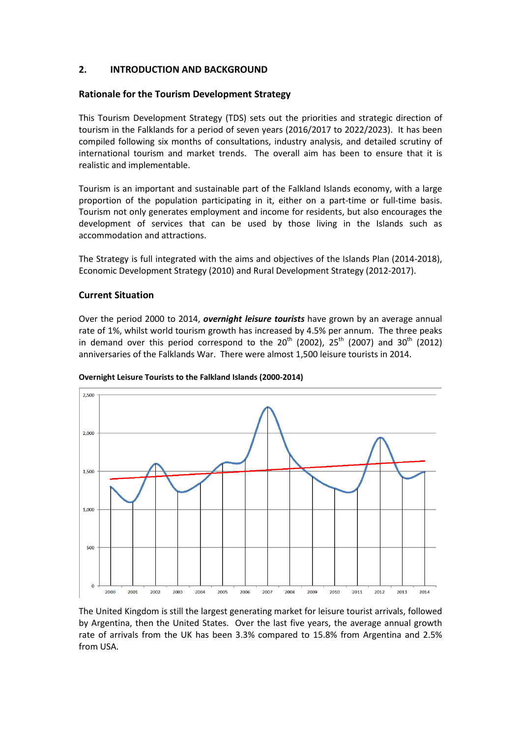## 2. INTRODUCTION AND BACKGROUND

### Rationale for the Tourism Development Strategy

This Tourism Development Strategy (TDS) sets out the priorities and strategic direction of tourism in the Falklands for a period of seven years (2016/2017 to 2022/2023). It has been compiled following six months of consultations, industry analysis, and detailed scrutiny of international tourism and market trends. The overall aim has been to ensure that it is realistic and implementable.

Tourism is an important and sustainable part of the Falkland Islands economy, with a large proportion of the population participating in it, either on a part-time or full-time basis. Tourism not only generates employment and income for residents, but also encourages the development of services that can be used by those living in the Islands such as accommodation and attractions.

The Strategy is full integrated with the aims and objectives of the Islands Plan (2014-2018), Economic Development Strategy (2010) and Rural Development Strategy (2012-2017).

### Current Situation

Over the period 2000 to 2014, ***overnight leisure tourists*** have grown by an average annual rate of 1%, whilst world tourism growth has increased by 4.5% per annum. The three peaks in demand over this period correspond to the 20th (2002), 25th (2007) and 30th (2012) anniversaries of the Falklands War. There were almost 1,500 leisure tourists in 2014.

**Overnight Leisure Tourists to the Falkland Islands (2000-2014)**

The United Kingdom is still the largest generating market for leisure tourist arrivals, followed by Argentina, then the United States. Over the last five years, the average annual growth rate of arrivals from the UK has been 3.3% compared to 15.8% from Argentina and 2.5% from USA.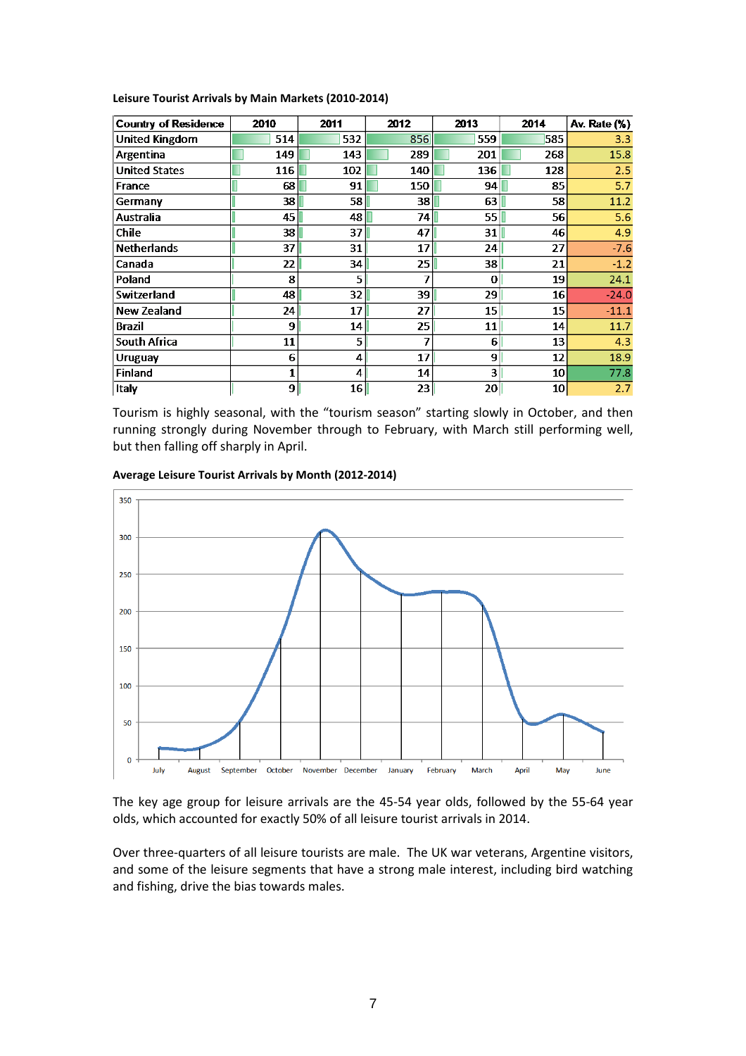**Leisure Tourist Arrivals by Main Markets (2010-2014)**

| Country of Residence | 2010 | 2011 | 2012 | 2013 | 2014 | Av. Rate (%) |
|---|---|---|---|---|---|---|
| United Kingdom | 514 | 532 | 856 | 559 | 585 | 3.3 |
| Argentina | 149 | 143 | 289 | 201 | 268 | 15.8 |
| United States | 116 | 102 | 140 | 136 | 128 | 2.5 |
| France | 68 | 91 | 150 | 94 | 85 | 5.7 |
| Germany | 38 | 58 | 38 | 63 | 58 | 11.2 |
| Australia | 45 | 48 | 74 | 55 | 56 | 5.6 |
| Chile | 38 | 37 | 47 | 31 | 46 | 4.9 |
| Netherlands | 37 | 31 | 17 | 24 | 27 | -7.6 |
| Canada | 22 | 34 | 25 | 38 | 21 | -1.2 |
| Poland | 8 | 5 | 7 | 0 | 19 | 24.1 |
| Switzerland | 48 | 32 | 39 | 29 | 16 | -24.0 |
| New Zealand | 24 | 17 | 27 | 15 | 15 | -11.1 |
| Brazil | 9 | 14 | 25 | 11 | 14 | 11.7 |
| South Africa | 11 | 5 | 7 | 6 | 13 | 4.3 |
| Uruguay | 6 | 4 | 17 | 9 | 12 | 18.9 |
| Finland | 1 | 4 | 14 | 3 | 10 | 77.8 |
| Italy | 9 | 16 | 23 | 20 | 10 | 2.7 |

Tourism is highly seasonal, with the "tourism season" starting slowly in October, and then running strongly during November through to February, with March still performing well, but then falling off sharply in April.

**Average Leisure Tourist Arrivals by Month (2012-2014)**

The key age group for leisure arrivals are the 45-54 year olds, followed by the 55-64 year olds, which accounted for exactly 50% of all leisure tourist arrivals in 2014.

Over three-quarters of all leisure tourists are male. The UK war veterans, Argentine visitors, and some of the leisure segments that have a strong male interest, including bird watching and fishing, drive the bias towards males.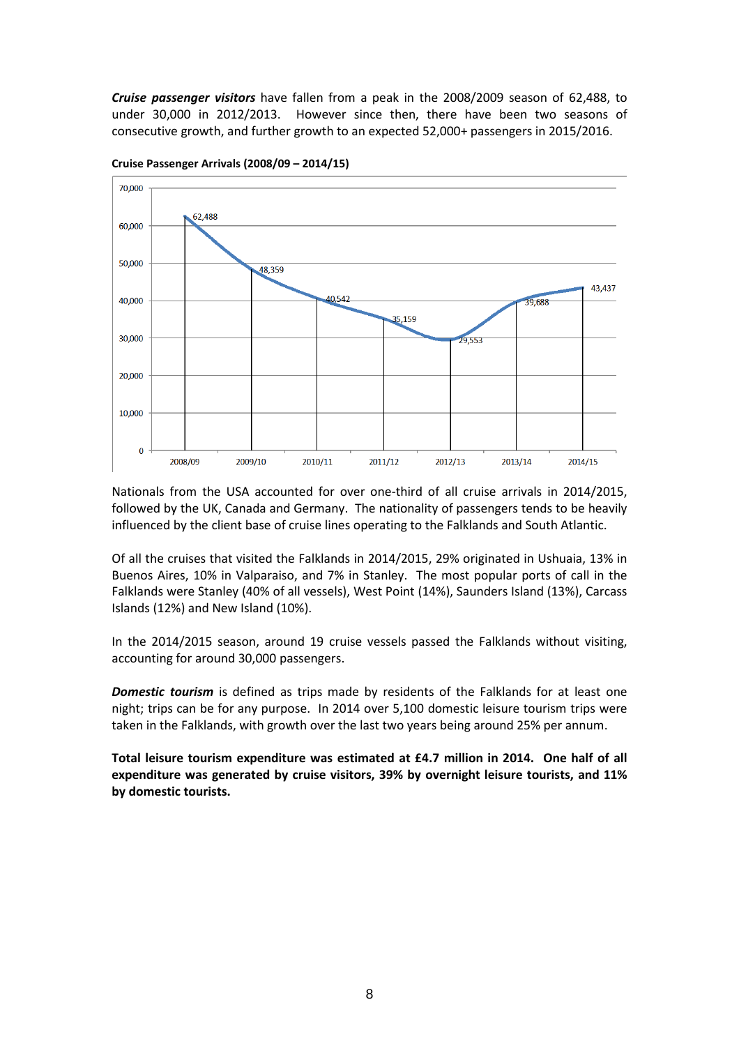***Cruise passenger visitors*** have fallen from a peak in the 2008/2009 season of 62,488, to under 30,000 in 2012/2013. However since then, there have been two seasons of consecutive growth, and further growth to an expected 52,000+ passengers in 2015/2016.

**Cruise Passenger Arrivals (2008/09 – 2014/15)**

| Season | Arrivals |
|---|---|
| 2008/09 | 62,488 |
| 2009/10 | 48,359 |
| 2010/11 | 40,542 |
| 2011/12 | 35,159 |
| 2012/13 | 29,553 |
| 2013/14 | 39,688 |
| 2014/15 | 43,437 |

Nationals from the USA accounted for over one-third of all cruise arrivals in 2014/2015, followed by the UK, Canada and Germany. The nationality of passengers tends to be heavily influenced by the client base of cruise lines operating to the Falklands and South Atlantic.

Of all the cruises that visited the Falklands in 2014/2015, 29% originated in Ushuaia, 13% in Buenos Aires, 10% in Valparaiso, and 7% in Stanley. The most popular ports of call in the Falklands were Stanley (40% of all vessels), West Point (14%), Saunders Island (13%), Carcass Islands (12%) and New Island (10%).

In the 2014/2015 season, around 19 cruise vessels passed the Falklands without visiting, accounting for around 30,000 passengers.

***Domestic tourism*** is defined as trips made by residents of the Falklands for at least one night; trips can be for any purpose. In 2014 over 5,100 domestic leisure tourism trips were taken in the Falklands, with growth over the last two years being around 25% per annum.

**Total leisure tourism expenditure was estimated at £4.7 million in 2014. One half of all expenditure was generated by cruise visitors, 39% by overnight leisure tourists, and 11% by domestic tourists.**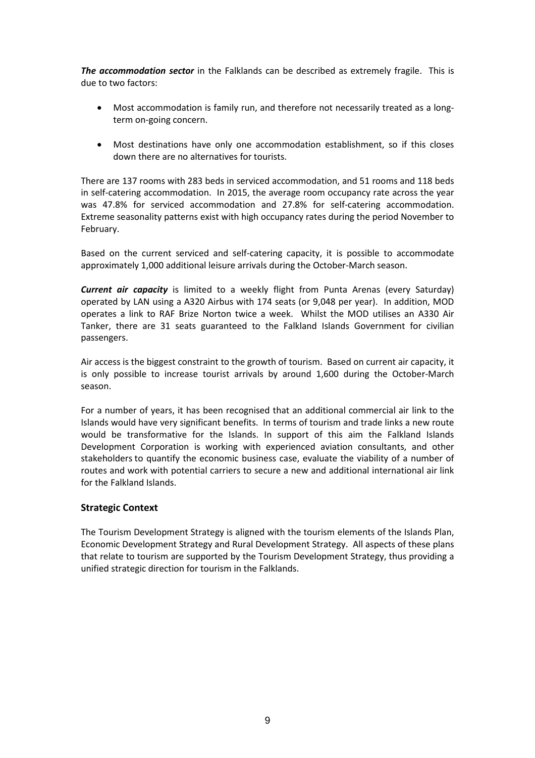***The accommodation sector*** in the Falklands can be described as extremely fragile. This is due to two factors:

- Most accommodation is family run, and therefore not necessarily treated as a long-term on-going concern.
- Most destinations have only one accommodation establishment, so if this closes down there are no alternatives for tourists.

There are 137 rooms with 283 beds in serviced accommodation, and 51 rooms and 118 beds in self-catering accommodation. In 2015, the average room occupancy rate across the year was 47.8% for serviced accommodation and 27.8% for self-catering accommodation. Extreme seasonality patterns exist with high occupancy rates during the period November to February.

Based on the current serviced and self-catering capacity, it is possible to accommodate approximately 1,000 additional leisure arrivals during the October-March season.

***Current air capacity*** is limited to a weekly flight from Punta Arenas (every Saturday) operated by LAN using a A320 Airbus with 174 seats (or 9,048 per year). In addition, MOD operates a link to RAF Brize Norton twice a week. Whilst the MOD utilises an A330 Air Tanker, there are 31 seats guaranteed to the Falkland Islands Government for civilian passengers.

Air access is the biggest constraint to the growth of tourism. Based on current air capacity, it is only possible to increase tourist arrivals by around 1,600 during the October-March season.

For a number of years, it has been recognised that an additional commercial air link to the Islands would have very significant benefits. In terms of tourism and trade links a new route would be transformative for the Islands. In support of this aim the Falkland Islands Development Corporation is working with experienced aviation consultants, and other stakeholders to quantify the economic business case, evaluate the viability of a number of routes and work with potential carriers to secure a new and additional international air link for the Falkland Islands.

## Strategic Context

The Tourism Development Strategy is aligned with the tourism elements of the Islands Plan, Economic Development Strategy and Rural Development Strategy. All aspects of these plans that relate to tourism are supported by the Tourism Development Strategy, thus providing a unified strategic direction for tourism in the Falklands.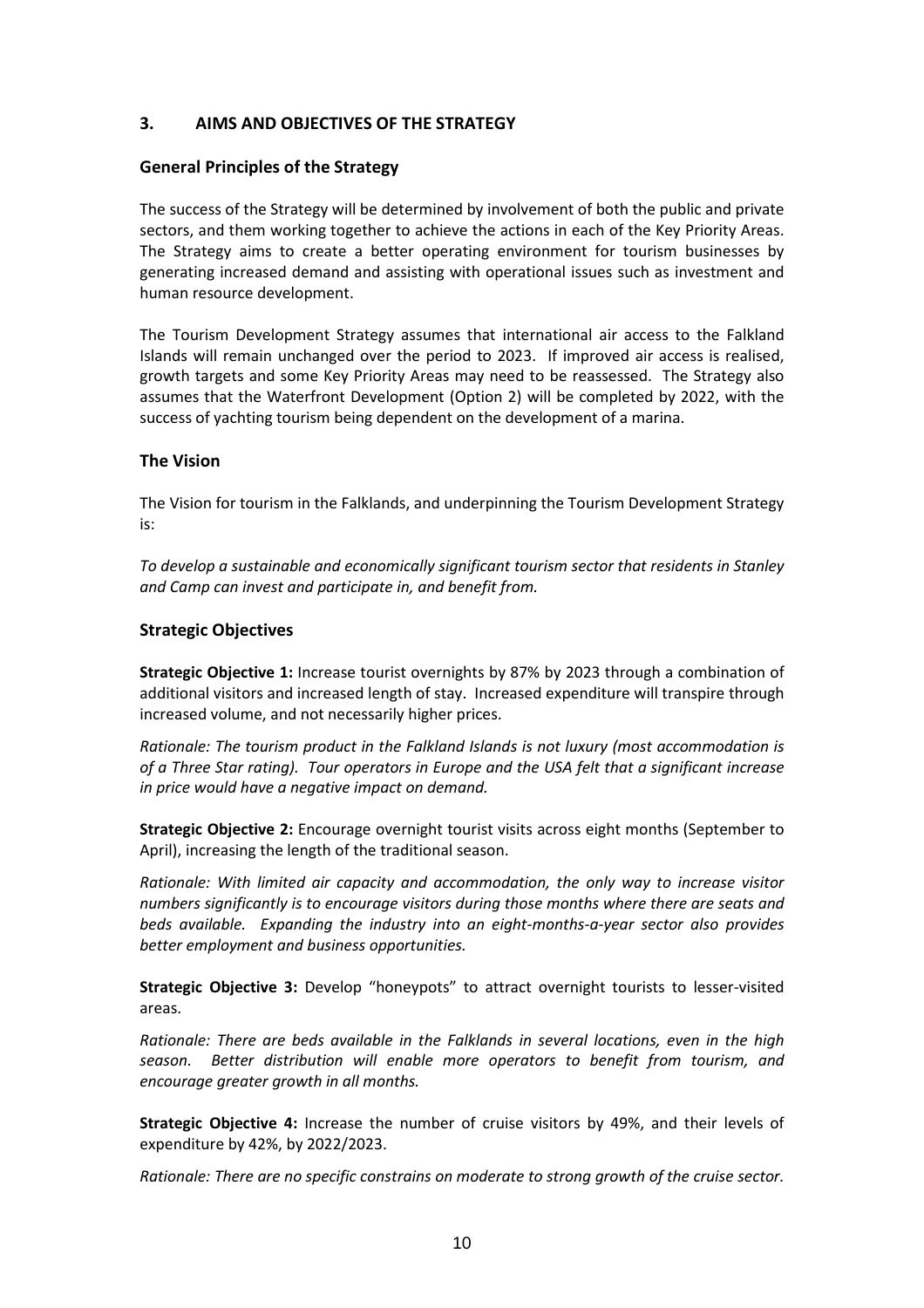## 3. AIMS AND OBJECTIVES OF THE STRATEGY

### General Principles of the Strategy

The success of the Strategy will be determined by involvement of both the public and private sectors, and them working together to achieve the actions in each of the Key Priority Areas. The Strategy aims to create a better operating environment for tourism businesses by generating increased demand and assisting with operational issues such as investment and human resource development.

The Tourism Development Strategy assumes that international air access to the Falkland Islands will remain unchanged over the period to 2023. If improved air access is realised, growth targets and some Key Priority Areas may need to be reassessed. The Strategy also assumes that the Waterfront Development (Option 2) will be completed by 2022, with the success of yachting tourism being dependent on the development of a marina.

### The Vision

The Vision for tourism in the Falklands, and underpinning the Tourism Development Strategy is:

*To develop a sustainable and economically significant tourism sector that residents in Stanley and Camp can invest and participate in, and benefit from.*

### Strategic Objectives

**Strategic Objective 1:** Increase tourist overnights by 87% by 2023 through a combination of additional visitors and increased length of stay. Increased expenditure will transpire through increased volume, and not necessarily higher prices.

*Rationale: The tourism product in the Falkland Islands is not luxury (most accommodation is of a Three Star rating). Tour operators in Europe and the USA felt that a significant increase in price would have a negative impact on demand.*

**Strategic Objective 2:** Encourage overnight tourist visits across eight months (September to April), increasing the length of the traditional season.

*Rationale: With limited air capacity and accommodation, the only way to increase visitor numbers significantly is to encourage visitors during those months where there are seats and beds available. Expanding the industry into an eight-months-a-year sector also provides better employment and business opportunities.*

**Strategic Objective 3:** Develop "honeypots" to attract overnight tourists to lesser-visited areas.

*Rationale: There are beds available in the Falklands in several locations, even in the high season. Better distribution will enable more operators to benefit from tourism, and encourage greater growth in all months.*

**Strategic Objective 4:** Increase the number of cruise visitors by 49%, and their levels of expenditure by 42%, by 2022/2023.

*Rationale: There are no specific constrains on moderate to strong growth of the cruise sector.*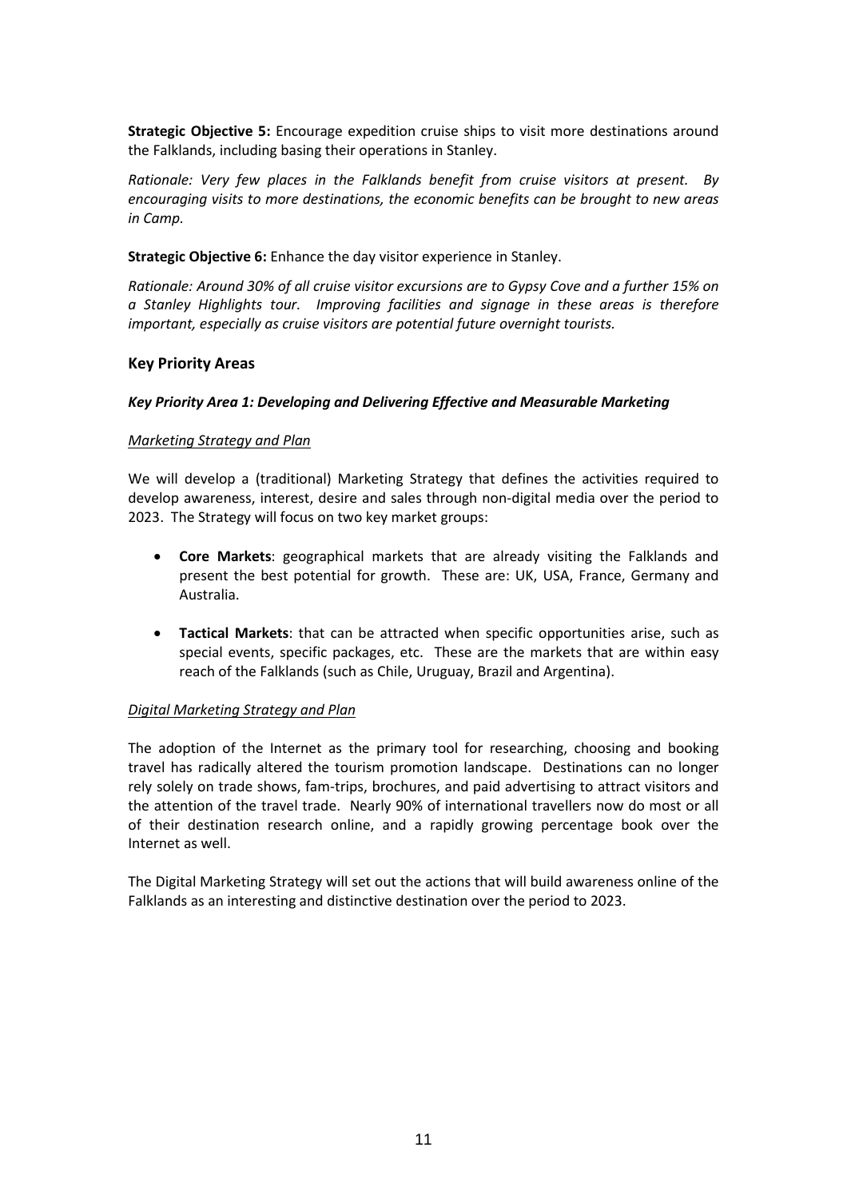**Strategic Objective 5:** Encourage expedition cruise ships to visit more destinations around the Falklands, including basing their operations in Stanley.

*Rationale: Very few places in the Falklands benefit from cruise visitors at present. By encouraging visits to more destinations, the economic benefits can be brought to new areas in Camp.*

**Strategic Objective 6:** Enhance the day visitor experience in Stanley.

*Rationale: Around 30% of all cruise visitor excursions are to Gypsy Cove and a further 15% on a Stanley Highlights tour. Improving facilities and signage in these areas is therefore important, especially as cruise visitors are potential future overnight tourists.*

## Key Priority Areas

### *Key Priority Area 1: Developing and Delivering Effective and Measurable Marketing*

<u>*Marketing Strategy and Plan*</u>

We will develop a (traditional) Marketing Strategy that defines the activities required to develop awareness, interest, desire and sales through non-digital media over the period to 2023. The Strategy will focus on two key market groups:

- **Core Markets**: geographical markets that are already visiting the Falklands and present the best potential for growth. These are: UK, USA, France, Germany and Australia.
- **Tactical Markets**: that can be attracted when specific opportunities arise, such as special events, specific packages, etc. These are the markets that are within easy reach of the Falklands (such as Chile, Uruguay, Brazil and Argentina).

<u>*Digital Marketing Strategy and Plan*</u>

The adoption of the Internet as the primary tool for researching, choosing and booking travel has radically altered the tourism promotion landscape. Destinations can no longer rely solely on trade shows, fam-trips, brochures, and paid advertising to attract visitors and the attention of the travel trade. Nearly 90% of international travellers now do most or all of their destination research online, and a rapidly growing percentage book over the Internet as well.

The Digital Marketing Strategy will set out the actions that will build awareness online of the Falklands as an interesting and distinctive destination over the period to 2023.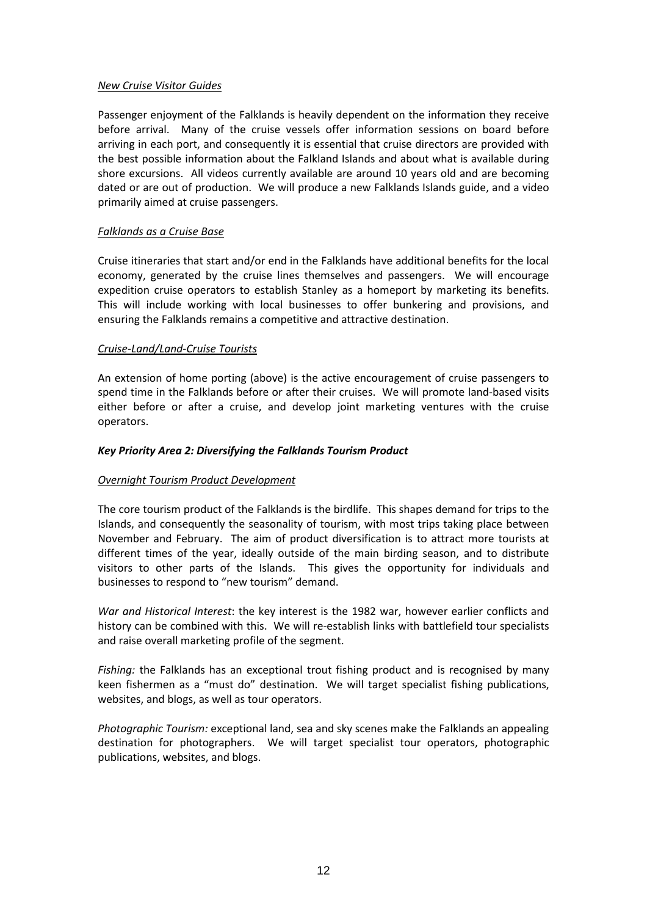*New Cruise Visitor Guides*

Passenger enjoyment of the Falklands is heavily dependent on the information they receive before arrival. Many of the cruise vessels offer information sessions on board before arriving in each port, and consequently it is essential that cruise directors are provided with the best possible information about the Falkland Islands and about what is available during shore excursions. All videos currently available are around 10 years old and are becoming dated or are out of production. We will produce a new Falklands Islands guide, and a video primarily aimed at cruise passengers.

*Falklands as a Cruise Base*

Cruise itineraries that start and/or end in the Falklands have additional benefits for the local economy, generated by the cruise lines themselves and passengers. We will encourage expedition cruise operators to establish Stanley as a homeport by marketing its benefits. This will include working with local businesses to offer bunkering and provisions, and ensuring the Falklands remains a competitive and attractive destination.

*Cruise-Land/Land-Cruise Tourists*

An extension of home porting (above) is the active encouragement of cruise passengers to spend time in the Falklands before or after their cruises. We will promote land-based visits either before or after a cruise, and develop joint marketing ventures with the cruise operators.

### ***Key Priority Area 2: Diversifying the Falklands Tourism Product***

*Overnight Tourism Product Development*

The core tourism product of the Falklands is the birdlife. This shapes demand for trips to the Islands, and consequently the seasonality of tourism, with most trips taking place between November and February. The aim of product diversification is to attract more tourists at different times of the year, ideally outside of the main birding season, and to distribute visitors to other parts of the Islands. This gives the opportunity for individuals and businesses to respond to "new tourism" demand.

*War and Historical Interest*: the key interest is the 1982 war, however earlier conflicts and history can be combined with this. We will re-establish links with battlefield tour specialists and raise overall marketing profile of the segment.

*Fishing:* the Falklands has an exceptional trout fishing product and is recognised by many keen fishermen as a "must do" destination. We will target specialist fishing publications, websites, and blogs, as well as tour operators.

*Photographic Tourism:* exceptional land, sea and sky scenes make the Falklands an appealing destination for photographers. We will target specialist tour operators, photographic publications, websites, and blogs.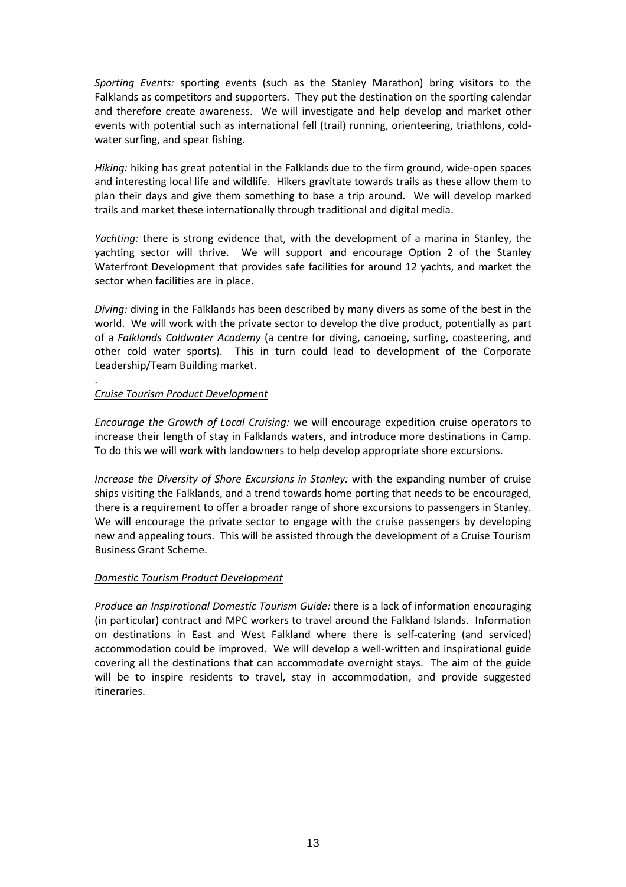*Sporting Events:* sporting events (such as the Stanley Marathon) bring visitors to the Falklands as competitors and supporters. They put the destination on the sporting calendar and therefore create awareness. We will investigate and help develop and market other events with potential such as international fell (trail) running, orienteering, triathlons, cold-water surfing, and spear fishing.

*Hiking:* hiking has great potential in the Falklands due to the firm ground, wide-open spaces and interesting local life and wildlife. Hikers gravitate towards trails as these allow them to plan their days and give them something to base a trip around. We will develop marked trails and market these internationally through traditional and digital media.

*Yachting:* there is strong evidence that, with the development of a marina in Stanley, the yachting sector will thrive. We will support and encourage Option 2 of the Stanley Waterfront Development that provides safe facilities for around 12 yachts, and market the sector when facilities are in place.

*Diving:* diving in the Falklands has been described by many divers as some of the best in the world. We will work with the private sector to develop the dive product, potentially as part of a *Falklands Coldwater Academy* (a centre for diving, canoeing, surfing, coasteering, and other cold water sports). This in turn could lead to development of the Corporate Leadership/Team Building market.

.

*Cruise Tourism Product Development*

*Encourage the Growth of Local Cruising:* we will encourage expedition cruise operators to increase their length of stay in Falklands waters, and introduce more destinations in Camp. To do this we will work with landowners to help develop appropriate shore excursions.

*Increase the Diversity of Shore Excursions in Stanley:* with the expanding number of cruise ships visiting the Falklands, and a trend towards home porting that needs to be encouraged, there is a requirement to offer a broader range of shore excursions to passengers in Stanley. We will encourage the private sector to engage with the cruise passengers by developing new and appealing tours. This will be assisted through the development of a Cruise Tourism Business Grant Scheme.

*Domestic Tourism Product Development*

*Produce an Inspirational Domestic Tourism Guide:* there is a lack of information encouraging (in particular) contract and MPC workers to travel around the Falkland Islands. Information on destinations in East and West Falkland where there is self-catering (and serviced) accommodation could be improved. We will develop a well-written and inspirational guide covering all the destinations that can accommodate overnight stays. The aim of the guide will be to inspire residents to travel, stay in accommodation, and provide suggested itineraries.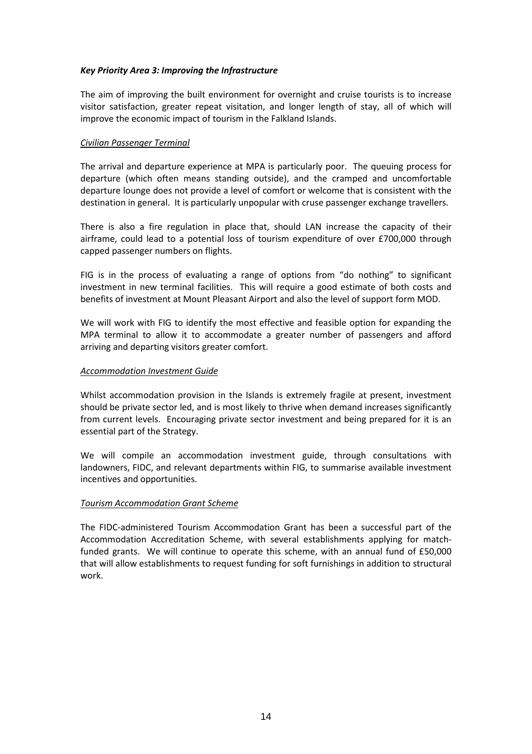***Key Priority Area 3: Improving the Infrastructure***

The aim of improving the built environment for overnight and cruise tourists is to increase visitor satisfaction, greater repeat visitation, and longer length of stay, all of which will improve the economic impact of tourism in the Falkland Islands.

*Civilian Passenger Terminal*

The arrival and departure experience at MPA is particularly poor. The queuing process for departure (which often means standing outside), and the cramped and uncomfortable departure lounge does not provide a level of comfort or welcome that is consistent with the destination in general. It is particularly unpopular with cruse passenger exchange travellers.

There is also a fire regulation in place that, should LAN increase the capacity of their airframe, could lead to a potential loss of tourism expenditure of over £700,000 through capped passenger numbers on flights.

FIG is in the process of evaluating a range of options from "do nothing" to significant investment in new terminal facilities. This will require a good estimate of both costs and benefits of investment at Mount Pleasant Airport and also the level of support form MOD.

We will work with FIG to identify the most effective and feasible option for expanding the MPA terminal to allow it to accommodate a greater number of passengers and afford arriving and departing visitors greater comfort.

*Accommodation Investment Guide*

Whilst accommodation provision in the Islands is extremely fragile at present, investment should be private sector led, and is most likely to thrive when demand increases significantly from current levels. Encouraging private sector investment and being prepared for it is an essential part of the Strategy.

We will compile an accommodation investment guide, through consultations with landowners, FIDC, and relevant departments within FIG, to summarise available investment incentives and opportunities.

*Tourism Accommodation Grant Scheme*

The FIDC-administered Tourism Accommodation Grant has been a successful part of the Accommodation Accreditation Scheme, with several establishments applying for match-funded grants. We will continue to operate this scheme, with an annual fund of £50,000 that will allow establishments to request funding for soft furnishings in addition to structural work.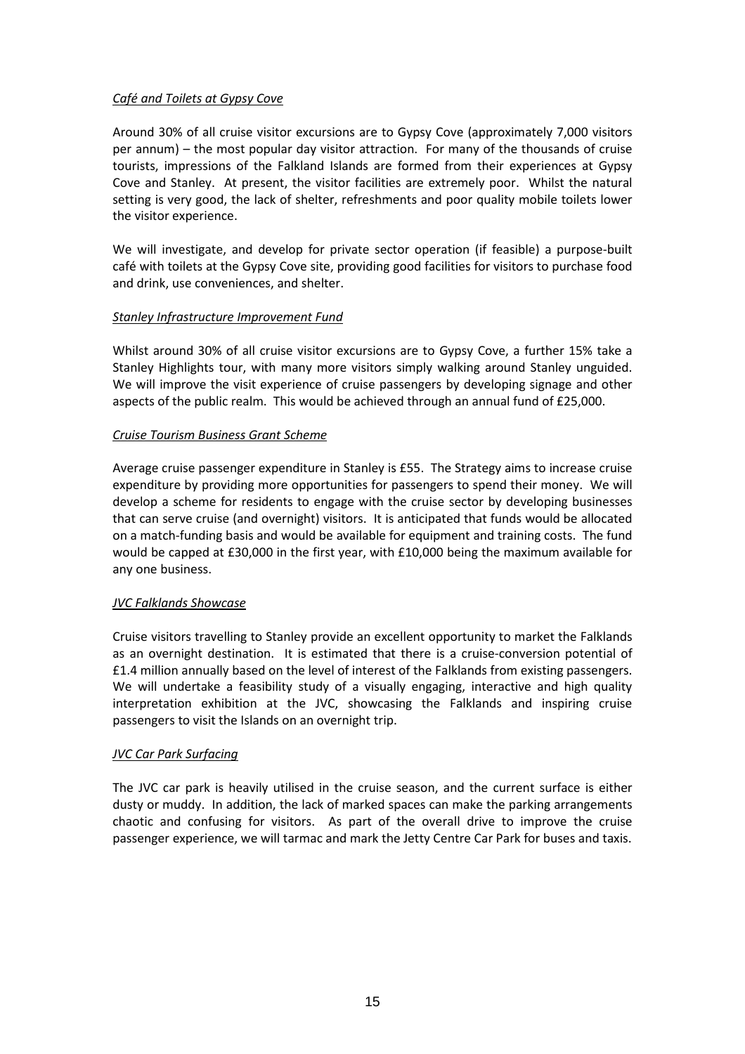*Café and Toilets at Gypsy Cove*

Around 30% of all cruise visitor excursions are to Gypsy Cove (approximately 7,000 visitors per annum) – the most popular day visitor attraction. For many of the thousands of cruise tourists, impressions of the Falkland Islands are formed from their experiences at Gypsy Cove and Stanley. At present, the visitor facilities are extremely poor. Whilst the natural setting is very good, the lack of shelter, refreshments and poor quality mobile toilets lower the visitor experience.

We will investigate, and develop for private sector operation (if feasible) a purpose-built café with toilets at the Gypsy Cove site, providing good facilities for visitors to purchase food and drink, use conveniences, and shelter.

*Stanley Infrastructure Improvement Fund*

Whilst around 30% of all cruise visitor excursions are to Gypsy Cove, a further 15% take a Stanley Highlights tour, with many more visitors simply walking around Stanley unguided. We will improve the visit experience of cruise passengers by developing signage and other aspects of the public realm. This would be achieved through an annual fund of £25,000.

*Cruise Tourism Business Grant Scheme*

Average cruise passenger expenditure in Stanley is £55. The Strategy aims to increase cruise expenditure by providing more opportunities for passengers to spend their money. We will develop a scheme for residents to engage with the cruise sector by developing businesses that can serve cruise (and overnight) visitors. It is anticipated that funds would be allocated on a match-funding basis and would be available for equipment and training costs. The fund would be capped at £30,000 in the first year, with £10,000 being the maximum available for any one business.

*JVC Falklands Showcase*

Cruise visitors travelling to Stanley provide an excellent opportunity to market the Falklands as an overnight destination. It is estimated that there is a cruise-conversion potential of £1.4 million annually based on the level of interest of the Falklands from existing passengers. We will undertake a feasibility study of a visually engaging, interactive and high quality interpretation exhibition at the JVC, showcasing the Falklands and inspiring cruise passengers to visit the Islands on an overnight trip.

*JVC Car Park Surfacing*

The JVC car park is heavily utilised in the cruise season, and the current surface is either dusty or muddy. In addition, the lack of marked spaces can make the parking arrangements chaotic and confusing for visitors. As part of the overall drive to improve the cruise passenger experience, we will tarmac and mark the Jetty Centre Car Park for buses and taxis.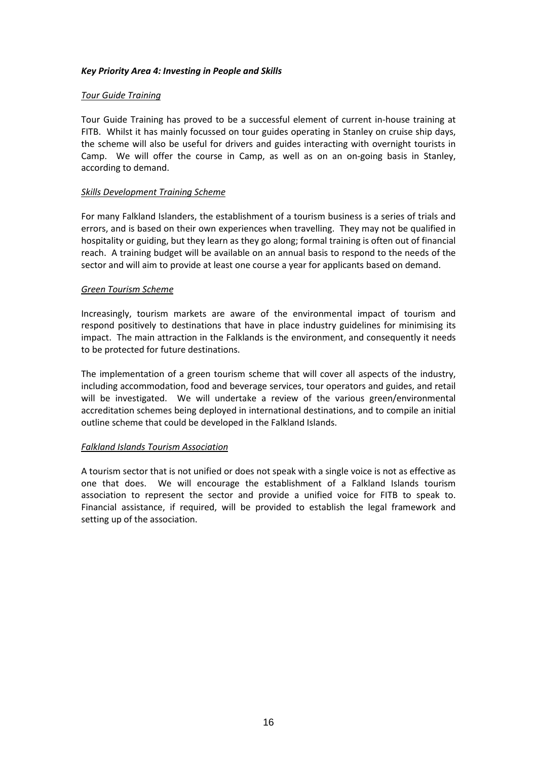***Key Priority Area 4: Investing in People and Skills***

*Tour Guide Training*

Tour Guide Training has proved to be a successful element of current in-house training at FITB. Whilst it has mainly focussed on tour guides operating in Stanley on cruise ship days, the scheme will also be useful for drivers and guides interacting with overnight tourists in Camp. We will offer the course in Camp, as well as on an on-going basis in Stanley, according to demand.

*Skills Development Training Scheme*

For many Falkland Islanders, the establishment of a tourism business is a series of trials and errors, and is based on their own experiences when travelling. They may not be qualified in hospitality or guiding, but they learn as they go along; formal training is often out of financial reach. A training budget will be available on an annual basis to respond to the needs of the sector and will aim to provide at least one course a year for applicants based on demand.

*Green Tourism Scheme*

Increasingly, tourism markets are aware of the environmental impact of tourism and respond positively to destinations that have in place industry guidelines for minimising its impact. The main attraction in the Falklands is the environment, and consequently it needs to be protected for future destinations.

The implementation of a green tourism scheme that will cover all aspects of the industry, including accommodation, food and beverage services, tour operators and guides, and retail will be investigated. We will undertake a review of the various green/environmental accreditation schemes being deployed in international destinations, and to compile an initial outline scheme that could be developed in the Falkland Islands.

*Falkland Islands Tourism Association*

A tourism sector that is not unified or does not speak with a single voice is not as effective as one that does. We will encourage the establishment of a Falkland Islands tourism association to represent the sector and provide a unified voice for FITB to speak to. Financial assistance, if required, will be provided to establish the legal framework and setting up of the association.